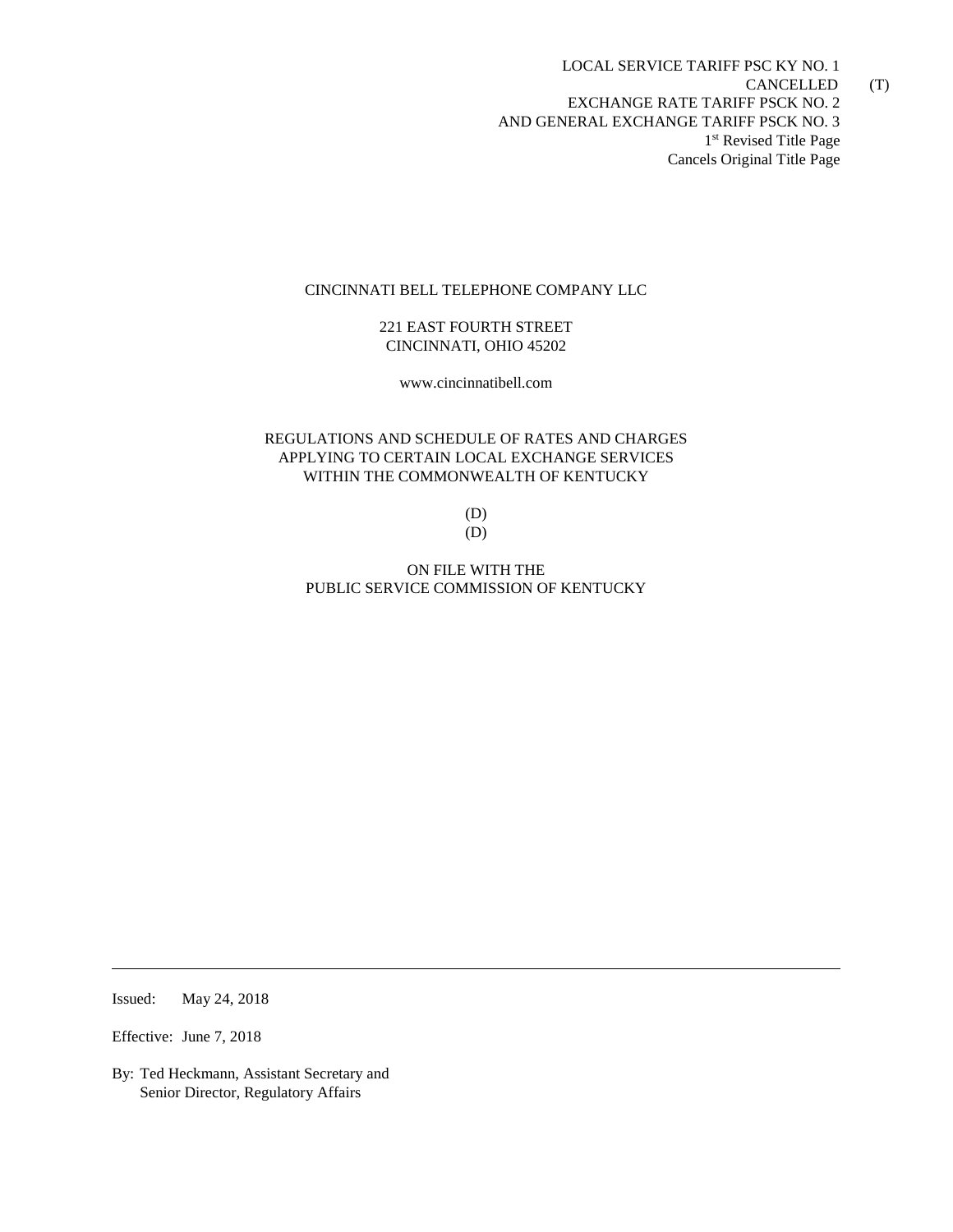LOCAL SERVICE TARIFF PSC KY NO. 1
CANCELLED (T)
EXCHANGE RATE TARIFF PSCK NO. 2
AND GENERAL EXCHANGE TARIFF PSCK NO. 3
1st Revised Title Page
Cancels Original Title Page

CINCINNATI BELL TELEPHONE COMPANY LLC

221 EAST FOURTH STREET
CINCINNATI, OHIO 45202

www.cincinnatibell.com

REGULATIONS AND SCHEDULE OF RATES AND CHARGES
APPLYING TO CERTAIN LOCAL EXCHANGE SERVICES
WITHIN THE COMMONWEALTH OF KENTUCKY

(D)
(D)

ON FILE WITH THE
PUBLIC SERVICE COMMISSION OF KENTUCKY

---

Issued: May 24, 2018

Effective: June 7, 2018

By: Ted Heckmann, Assistant Secretary and
Senior Director, Regulatory Affairs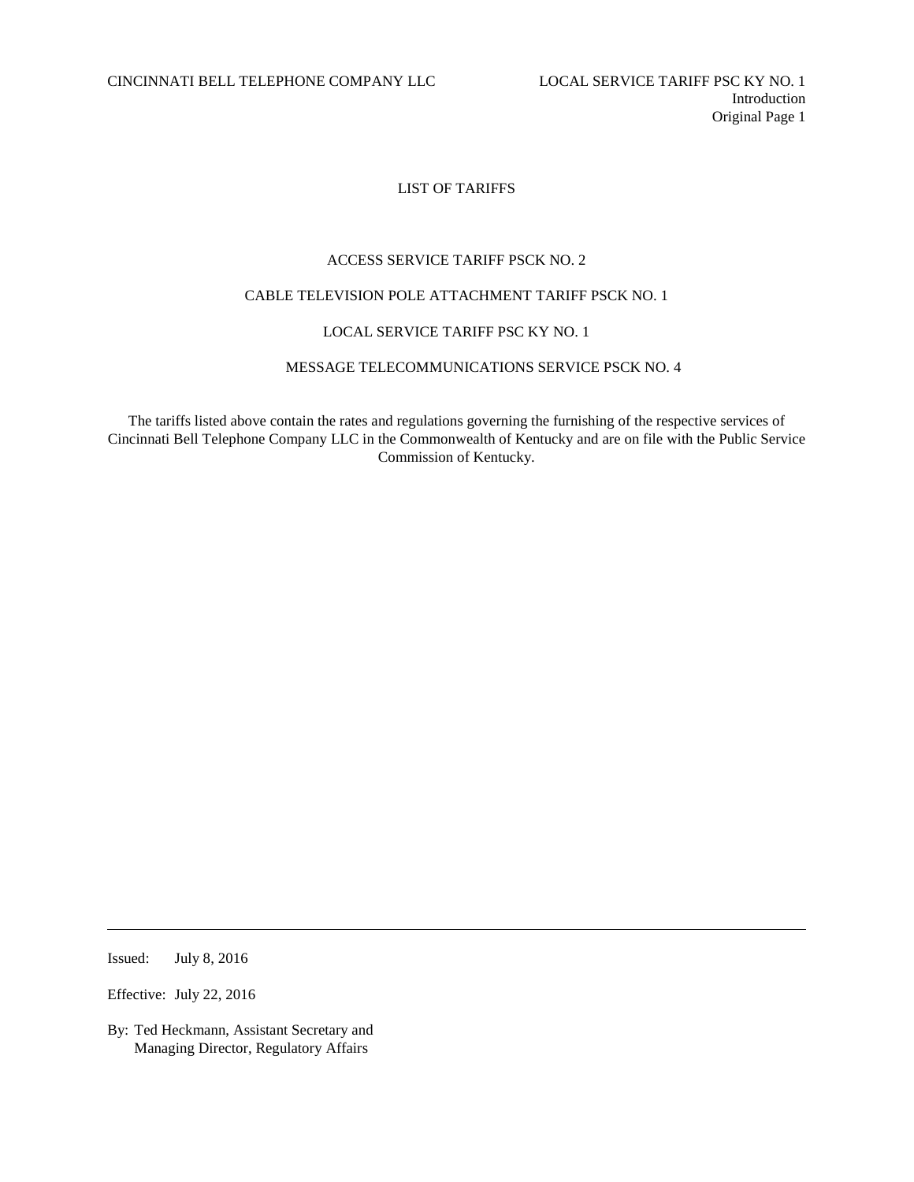# LIST OF TARIFFS

ACCESS SERVICE TARIFF PSCK NO. 2

CABLE TELEVISION POLE ATTACHMENT TARIFF PSCK NO. 1

LOCAL SERVICE TARIFF PSC KY NO. 1

MESSAGE TELECOMMUNICATIONS SERVICE PSCK NO. 4

The tariffs listed above contain the rates and regulations governing the furnishing of the respective services of Cincinnati Bell Telephone Company LLC in the Commonwealth of Kentucky and are on file with the Public Service Commission of Kentucky.

---

Issued: July 8, 2016

Effective: July 22, 2016

By: Ted Heckmann, Assistant Secretary and Managing Director, Regulatory Affairs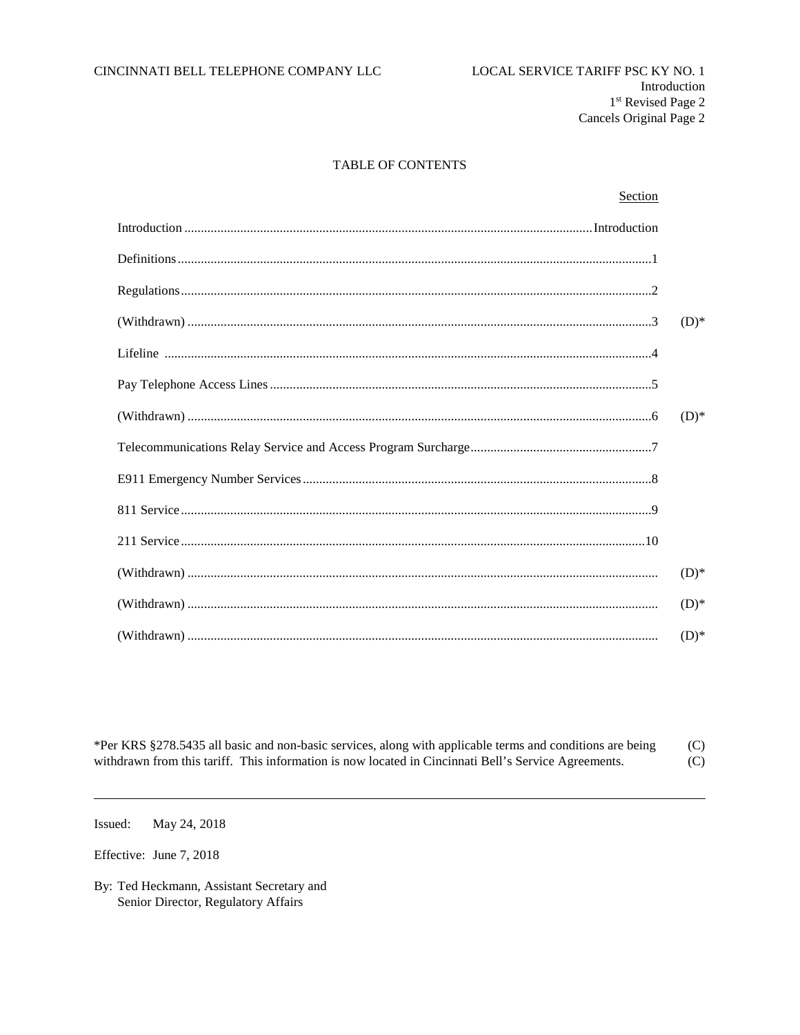CINCINNATI BELL TELEPHONE COMPANY LLC

LOCAL SERVICE TARIFF PSC KY NO. 1
Introduction
1st Revised Page 2
Cancels Original Page 2

# TABLE OF CONTENTS

| | Section | |
|---|---|---|
| Introduction | Introduction | |
| Definitions | 1 | |
| Regulations | 2 | |
| (Withdrawn) | 3 | (D)* |
| Lifeline | 4 | |
| Pay Telephone Access Lines | 5 | |
| (Withdrawn) | 6 | (D)* |
| Telecommunications Relay Service and Access Program Surcharge | 7 | |
| E911 Emergency Number Services | 8 | |
| 811 Service | 9 | |
| 211 Service | 10 | |
| (Withdrawn) | | (D)* |
| (Withdrawn) | | (D)* |
| (Withdrawn) | | (D)* |

*Per KRS §278.5435 all basic and non-basic services, along with applicable terms and conditions are being withdrawn from this tariff. This information is now located in Cincinnati Bell's Service Agreements. (C) (C)

Issued: May 24, 2018

Effective: June 7, 2018

By: Ted Heckmann, Assistant Secretary and
Senior Director, Regulatory Affairs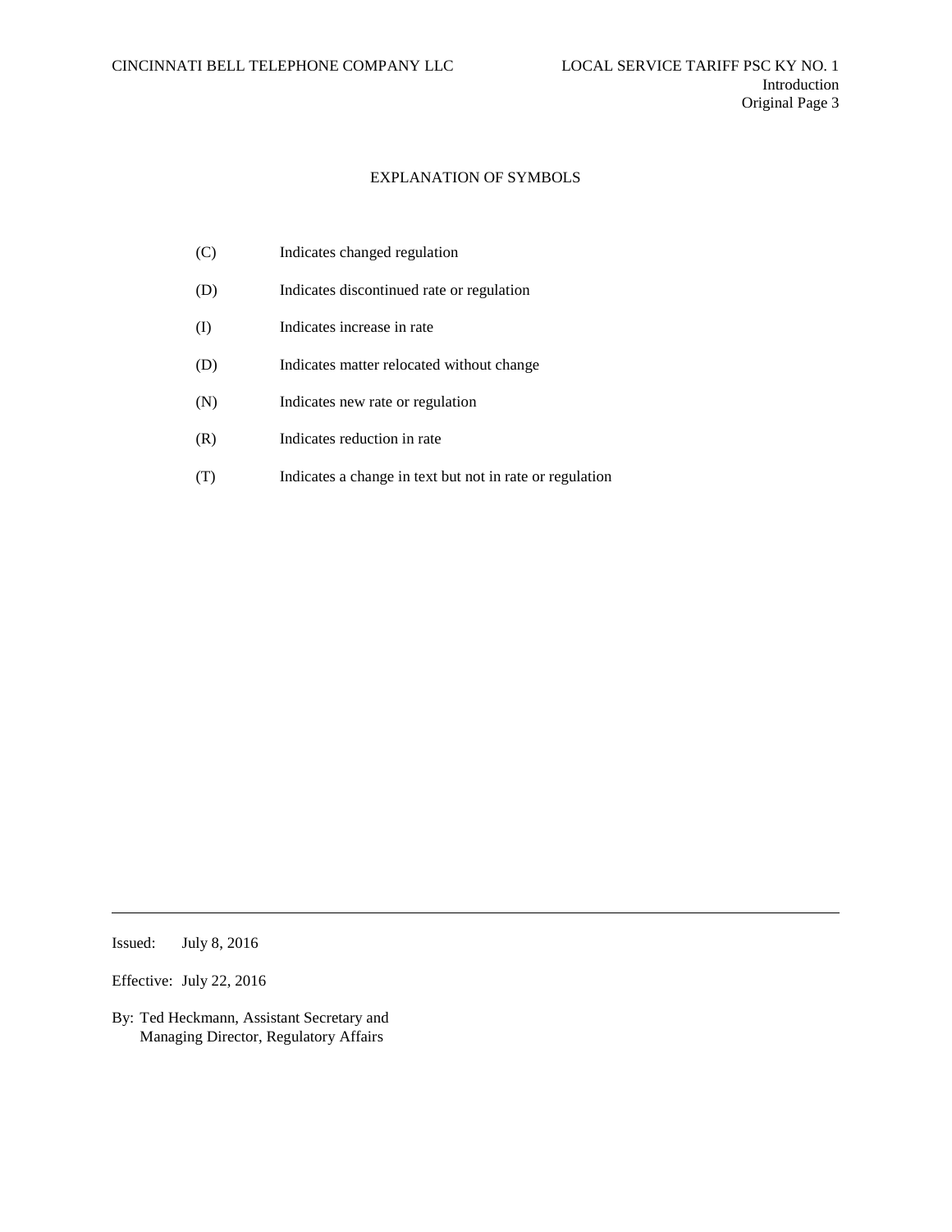## EXPLANATION OF SYMBOLS

| | |
|---|---|
| (C) | Indicates changed regulation |
| (D) | Indicates discontinued rate or regulation |
| (I) | Indicates increase in rate |
| (D) | Indicates matter relocated without change |
| (N) | Indicates new rate or regulation |
| (R) | Indicates reduction in rate |
| (T) | Indicates a change in text but not in rate or regulation |

Issued: July 8, 2016

Effective: July 22, 2016

By: Ted Heckmann, Assistant Secretary and Managing Director, Regulatory Affairs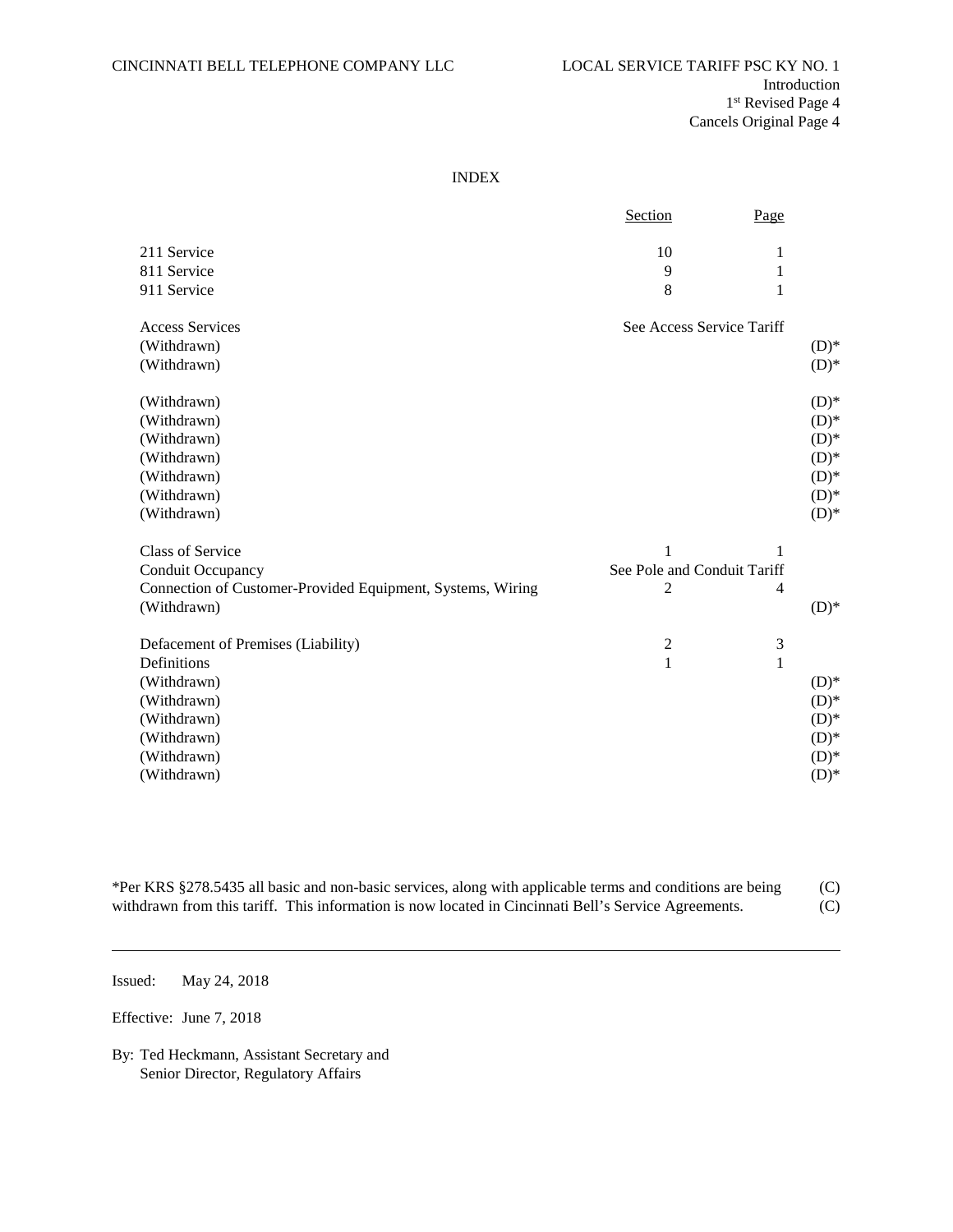CINCINNATI BELL TELEPHONE COMPANY LLC

LOCAL SERVICE TARIFF PSC KY NO. 1
Introduction
1st Revised Page 4
Cancels Original Page 4

# INDEX

| | Section | Page | |
|---|---|---|---|
| 211 Service | 10 | 1 | |
| 811 Service | 9 | 1 | |
| 911 Service | 8 | 1 | |
| | | | |
| Access Services | See Access Service Tariff | | |
| (Withdrawn) | | | (D)* |
| (Withdrawn) | | | (D)* |
| | | | |
| (Withdrawn) | | | (D)* |
| (Withdrawn) | | | (D)* |
| (Withdrawn) | | | (D)* |
| (Withdrawn) | | | (D)* |
| (Withdrawn) | | | (D)* |
| (Withdrawn) | | | (D)* |
| (Withdrawn) | | | (D)* |
| | | | |
| Class of Service | 1 | 1 | |
| Conduit Occupancy | See Pole and Conduit Tariff | | |
| Connection of Customer-Provided Equipment, Systems, Wiring | 2 | 4 | |
| (Withdrawn) | | | (D)* |
| | | | |
| Defacement of Premises (Liability) | 2 | 3 | |
| Definitions | 1 | 1 | |
| (Withdrawn) | | | (D)* |
| (Withdrawn) | | | (D)* |
| (Withdrawn) | | | (D)* |
| (Withdrawn) | | | (D)* |
| (Withdrawn) | | | (D)* |
| (Withdrawn) | | | (D)* |

*Per KRS §278.5435 all basic and non-basic services, along with applicable terms and conditions are being withdrawn from this tariff. This information is now located in Cincinnati Bell's Service Agreements. (C) (C)

Issued: May 24, 2018

Effective: June 7, 2018

By: Ted Heckmann, Assistant Secretary and
Senior Director, Regulatory Affairs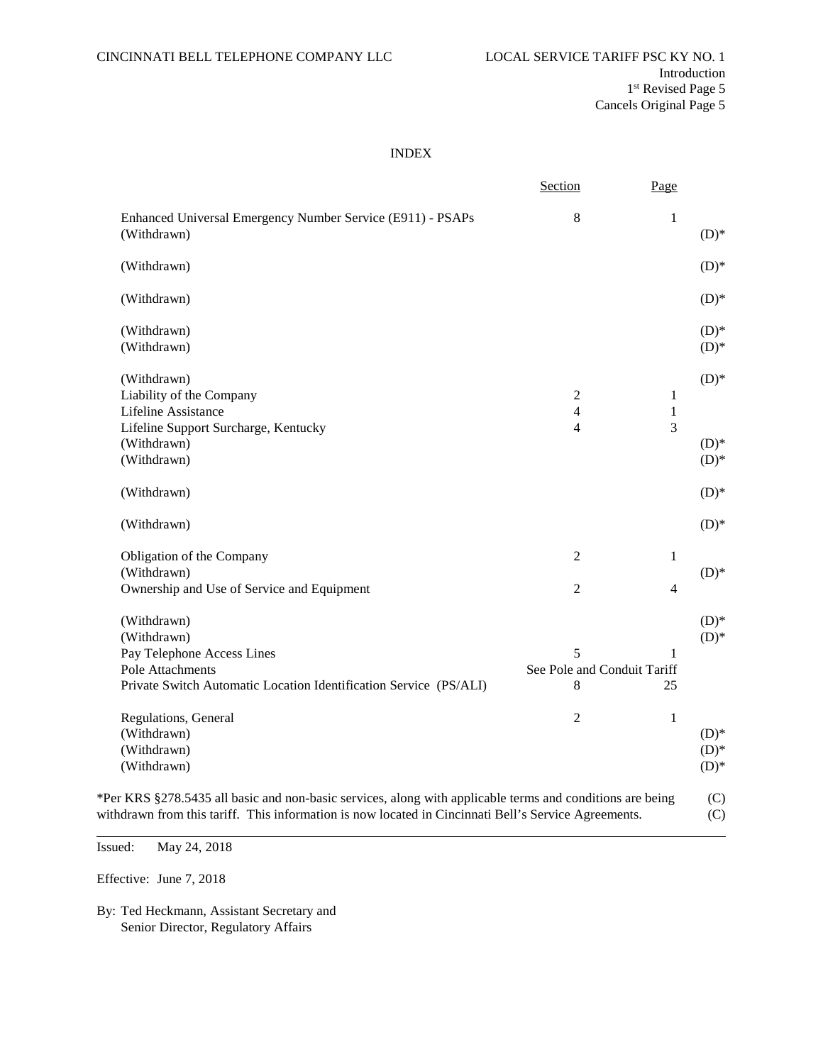CINCINNATI BELL TELEPHONE COMPANY LLC

LOCAL SERVICE TARIFF PSC KY NO. 1
Introduction
1st Revised Page 5
Cancels Original Page 5

# INDEX

| | Section | Page | |
|---|---|---|---|
| Enhanced Universal Emergency Number Service (E911) - PSAPs | 8 | 1 | |
| (Withdrawn) | | | (D)* |
| (Withdrawn) | | | (D)* |
| (Withdrawn) | | | (D)* |
| (Withdrawn) | | | (D)* |
| (Withdrawn) | | | (D)* |
| (Withdrawn) | | | (D)* |
| Liability of the Company | 2 | 1 | |
| Lifeline Assistance | 4 | 1 | |
| Lifeline Support Surcharge, Kentucky | 4 | 3 | |
| (Withdrawn) | | | (D)* |
| (Withdrawn) | | | (D)* |
| (Withdrawn) | | | (D)* |
| (Withdrawn) | | | (D)* |
| Obligation of the Company | 2 | 1 | |
| (Withdrawn) | | | (D)* |
| Ownership and Use of Service and Equipment | 2 | 4 | |
| (Withdrawn) | | | (D)* |
| (Withdrawn) | | | (D)* |
| Pay Telephone Access Lines | 5 | 1 | |
| Pole Attachments | See Pole and Conduit Tariff | | |
| Private Switch Automatic Location Identification Service (PS/ALI) | 8 | 25 | |
| Regulations, General | 2 | 1 | |
| (Withdrawn) | | | (D)* |
| (Withdrawn) | | | (D)* |
| (Withdrawn) | | | (D)* |

*Per KRS §278.5435 all basic and non-basic services, along with applicable terms and conditions are being withdrawn from this tariff. This information is now located in Cincinnati Bell's Service Agreements. (C)
(C)

Issued: May 24, 2018

Effective: June 7, 2018

By: Ted Heckmann, Assistant Secretary and
Senior Director, Regulatory Affairs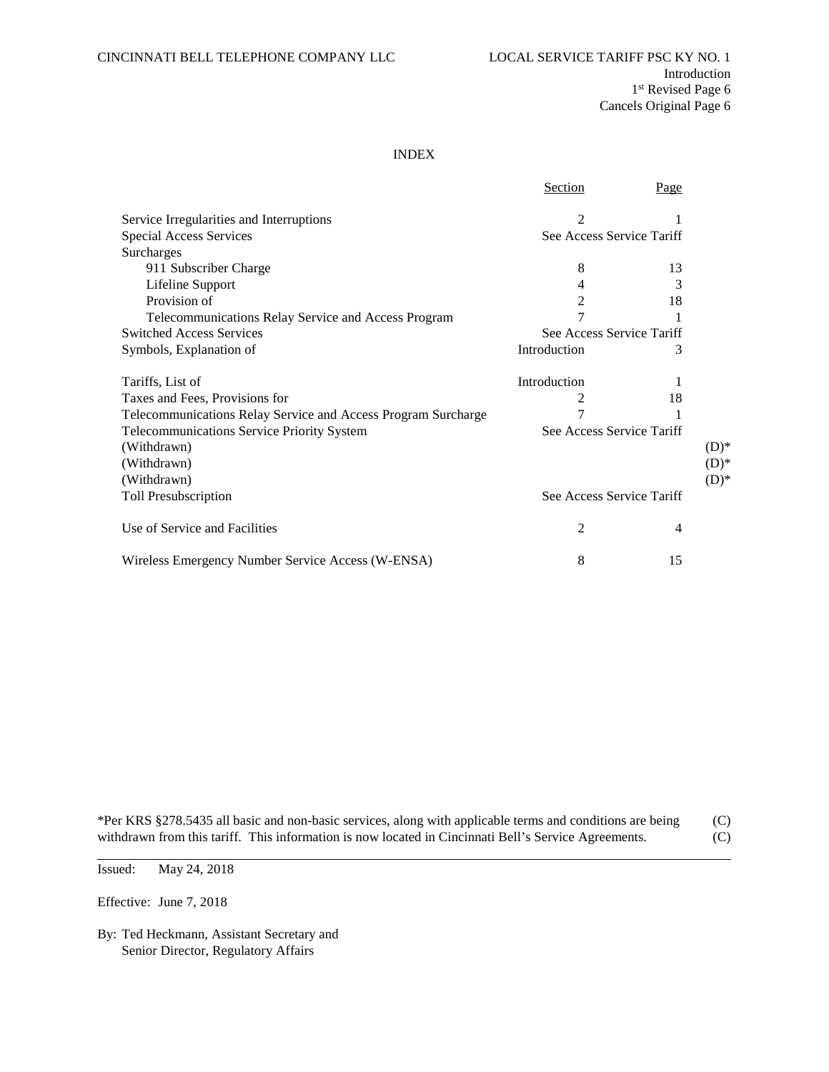CINCINNATI BELL TELEPHONE COMPANY LLC

LOCAL SERVICE TARIFF PSC KY NO. 1
Introduction
1st Revised Page 6
Cancels Original Page 6

# INDEX

| | Section | Page | |
|---|---|---|---|
| Service Irregularities and Interruptions | 2 | 1 | |
| Special Access Services | See Access Service Tariff | | |
| Surcharges | | | |
| 911 Subscriber Charge | 8 | 13 | |
| Lifeline Support | 4 | 3 | |
| Provision of | 2 | 18 | |
| Telecommunications Relay Service and Access Program | 7 | 1 | |
| Switched Access Services | See Access Service Tariff | | |
| Symbols, Explanation of | Introduction | 3 | |
| Tariffs, List of | Introduction | 1 | |
| Taxes and Fees, Provisions for | 2 | 18 | |
| Telecommunications Relay Service and Access Program Surcharge | 7 | 1 | |
| Telecommunications Service Priority System | See Access Service Tariff | | |
| (Withdrawn) | | | (D)* |
| (Withdrawn) | | | (D)* |
| (Withdrawn) | | | (D)* |
| Toll Presubscription | See Access Service Tariff | | |
| Use of Service and Facilities | 2 | 4 | |
| Wireless Emergency Number Service Access (W-ENSA) | 8 | 15 | |

*Per KRS §278.5435 all basic and non-basic services, along with applicable terms and conditions are being withdrawn from this tariff. This information is now located in Cincinnati Bell's Service Agreements. (C) (C)

Issued: May 24, 2018

Effective: June 7, 2018

By: Ted Heckmann, Assistant Secretary and
Senior Director, Regulatory Affairs